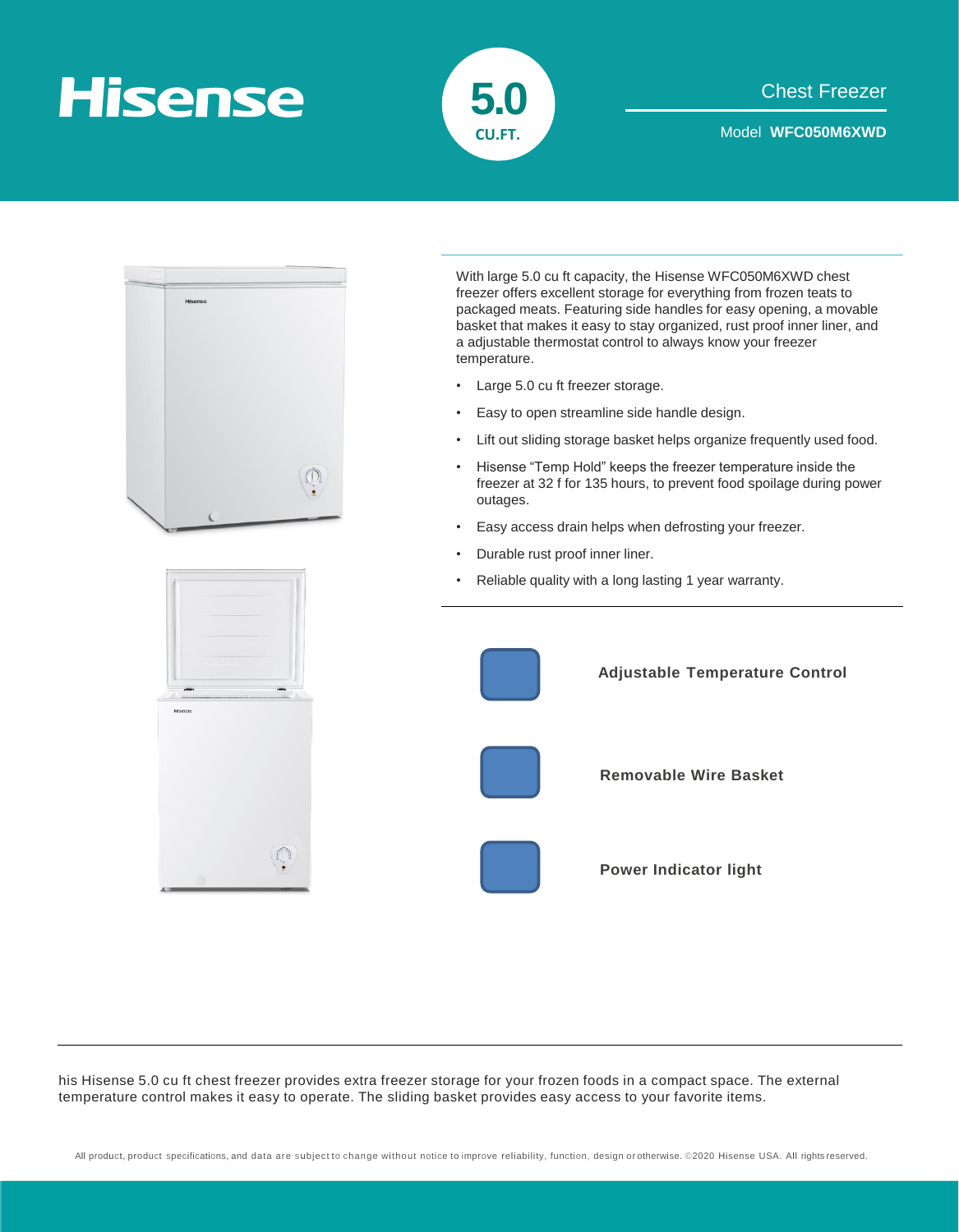# Hisense

**5.0**
**CU.FT.**

## Chest Freezer

Model **WFC050M6XWD**

With large 5.0 cu ft capacity, the Hisense WFC050M6XWD chest freezer offers excellent storage for everything from frozen teats to packaged meats. Featuring side handles for easy opening, a movable basket that makes it easy to stay organized, rust proof inner liner, and a adjustable thermostat control to always know your freezer temperature.

- Large 5.0 cu ft freezer storage.
- Easy to open streamline side handle design.
- Lift out sliding storage basket helps organize frequently used food.
- Hisense "Temp Hold" keeps the freezer temperature inside the freezer at 32 f for 135 hours, to prevent food spoilage during power outages.
- Easy access drain helps when defrosting your freezer.
- Durable rust proof inner liner.
- Reliable quality with a long lasting 1 year warranty.

**Adjustable Temperature Control**

**Removable Wire Basket**

**Power Indicator light**

his Hisense 5.0 cu ft chest freezer provides extra freezer storage for your frozen foods in a compact space. The external temperature control makes it easy to operate. The sliding basket provides easy access to your favorite items.

All product, product specifications, and data are subject to change without notice to improve reliability, function, design or otherwise. ©2020 Hisense USA. All rights reserved.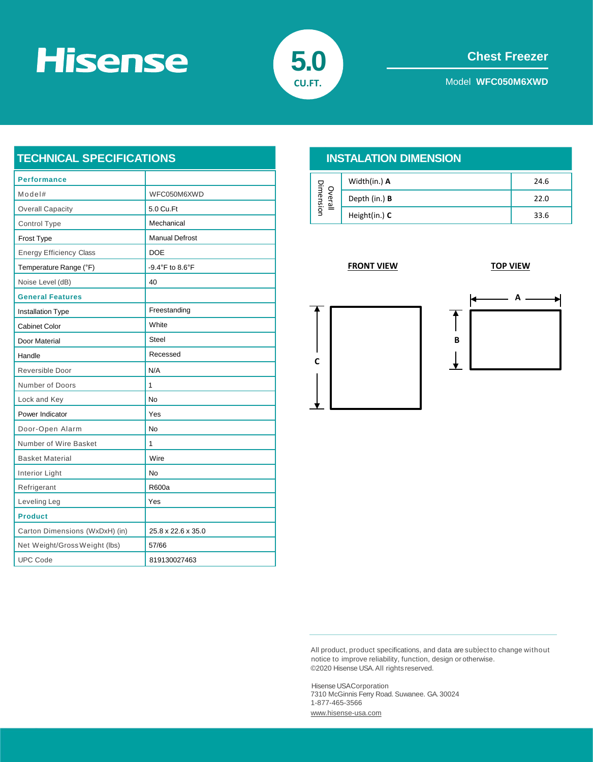# Hisense

**5.0** CU.FT.

## Chest Freezer

Model **WFC050M6XWD**

## TECHNICAL SPECIFICATIONS

| | |
|---|---|
| **Performance** | |
| Model# | WFC050M6XWD |
| Overall Capacity | 5.0 Cu.Ft |
| Control Type | Mechanical |
| Frost Type | Manual Defrost |
| Energy Efficiency Class | DOE |
| Temperature Range (°F) | -9.4°F to 8.6°F |
| Noise Level (dB) | 40 |
| **General Features** | |
| Installation Type | Freestanding |
| Cabinet Color | White |
| Door Material | Steel |
| Handle | Recessed |
| Reversible Door | N/A |
| Number of Doors | 1 |
| Lock and Key | No |
| Power Indicator | Yes |
| Door-Open Alarm | No |
| Number of Wire Basket | 1 |
| Basket Material | Wire |
| Interior Light | No |
| Refrigerant | R600a |
| Leveling Leg | Yes |
| **Product** | |
| Carton Dimensions (WxDxH) (in) | 25.8 x 22.6 x 35.0 |
| Net Weight/Gross Weight (lbs) | 57/66 |
| UPC Code | 819130027463 |

## INSTALATION DIMENSION

| | | |
|---|---|---|
| Overall Dimension | Width(in.) **A** | 24.6 |
| | Depth (in.) **B** | 22.0 |
| | Height(in.) **C** | 33.6 |

**FRONT VIEW**

C

**TOP VIEW**

A

B

All product, product specifications, and data are subject to change without notice to improve reliability, function, design or otherwise.
©2020 Hisense USA. All rights reserved.

Hisense USA Corporation
7310 McGinnis Ferry Road. Suwanee. GA. 30024
1-877-465-3566
www.hisense-usa.com